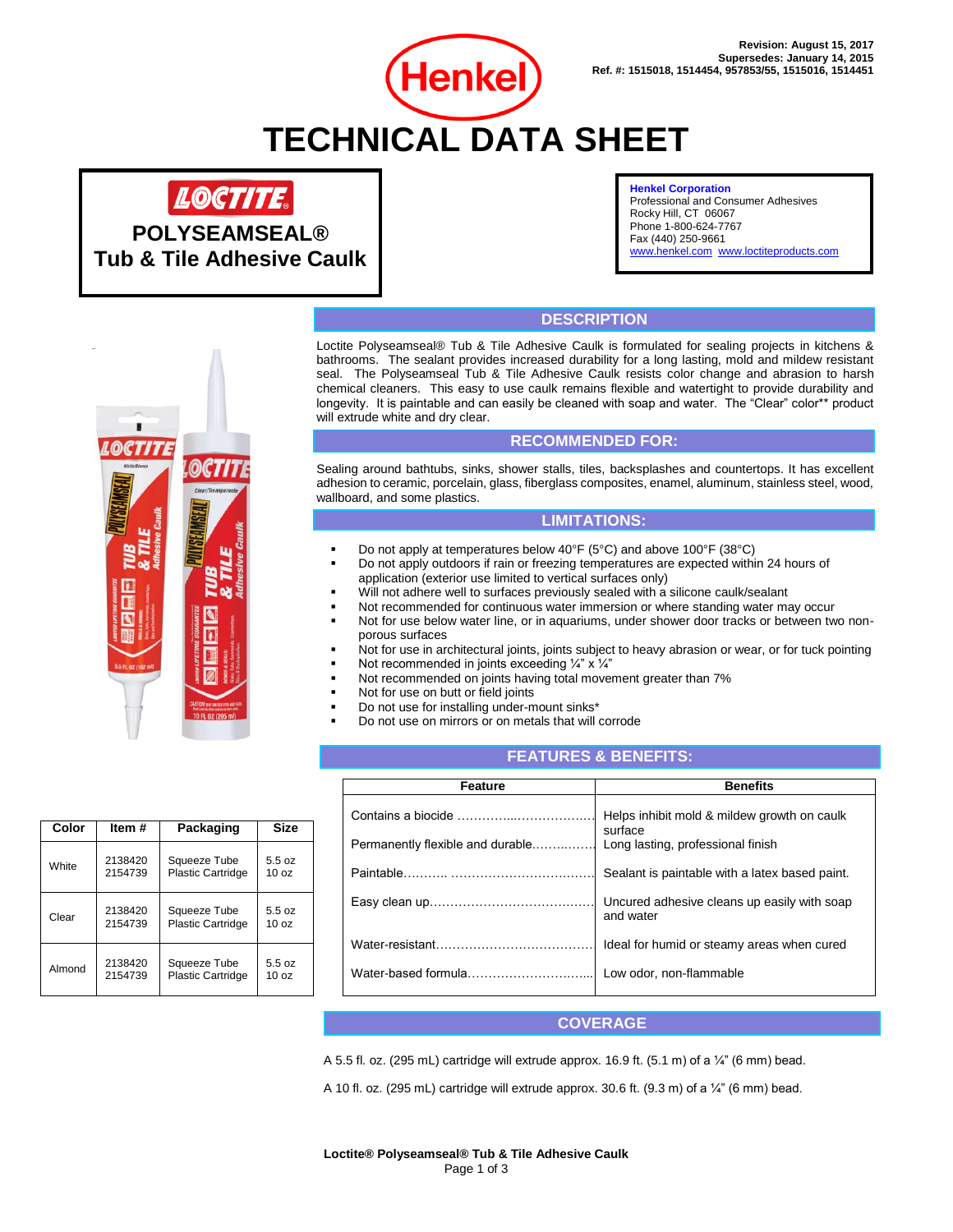Henkel

Revision: August 15, 2017
Supersedes: January 14, 2015
Ref. #: 1515018, 1514454, 957853/55, 1515016, 1514451

# TECHNICAL DATA SHEET

## LOCTITE POLYSEAMSEAL® Tub & Tile Adhesive Caulk

**Henkel Corporation**
Professional and Consumer Adhesives
Rocky Hill, CT 06067
Phone 1-800-624-7767
Fax (440) 250-9661
www.henkel.com www.loctiteproducts.com

## DESCRIPTION

Loctite Polyseamseal® Tub & Tile Adhesive Caulk is formulated for sealing projects in kitchens & bathrooms. The sealant provides increased durability for a long lasting, mold and mildew resistant seal. The Polyseamseal Tub & Tile Adhesive Caulk resists color change and abrasion to harsh chemical cleaners. This easy to use caulk remains flexible and watertight to provide durability and longevity. It is paintable and can easily be cleaned with soap and water. The "Clear" color** product will extrude white and dry clear.

## RECOMMENDED FOR:

Sealing around bathtubs, sinks, shower stalls, tiles, backsplashes and countertops. It has excellent adhesion to ceramic, porcelain, glass, fiberglass composites, enamel, aluminum, stainless steel, wood, wallboard, and some plastics.

## LIMITATIONS:

- Do not apply at temperatures below 40°F (5°C) and above 100°F (38°C)
- Do not apply outdoors if rain or freezing temperatures are expected within 24 hours of application (exterior use limited to vertical surfaces only)
- Will not adhere well to surfaces previously sealed with a silicone caulk/sealant
- Not recommended for continuous water immersion or where standing water may occur
- Not for use below water line, or in aquariums, under shower door tracks or between two non-porous surfaces
- Not for use in architectural joints, joints subject to heavy abrasion or wear, or for tuck pointing
- Not recommended in joints exceeding ¼" x ¼"
- Not recommended on joints having total movement greater than 7%
- Not for use on butt or field joints
- Do not use for installing under-mount sinks*
- Do not use on mirrors or on metals that will corrode

| Color | Item # | Packaging | Size |
|---|---|---|---|
| White | 2138420<br>2154739 | Squeeze Tube<br>Plastic Cartridge | 5.5 oz<br>10 oz |
| Clear | 2138420<br>2154739 | Squeeze Tube<br>Plastic Cartridge | 5.5 oz<br>10 oz |
| Almond | 2138420<br>2154739 | Squeeze Tube<br>Plastic Cartridge | 5.5 oz<br>10 oz |

## FEATURES & BENEFITS:

| Feature | Benefits |
|---|---|
| Contains a biocide | Helps inhibit mold & mildew growth on caulk surface |
| Permanently flexible and durable | Long lasting, professional finish |
| Paintable | Sealant is paintable with a latex based paint. |
| Easy clean up | Uncured adhesive cleans up easily with soap and water |
| Water-resistant | Ideal for humid or steamy areas when cured |
| Water-based formula | Low odor, non-flammable |

## COVERAGE

A 5.5 fl. oz. (295 mL) cartridge will extrude approx. 16.9 ft. (5.1 m) of a ¼" (6 mm) bead.

A 10 fl. oz. (295 mL) cartridge will extrude approx. 30.6 ft. (9.3 m) of a ¼" (6 mm) bead.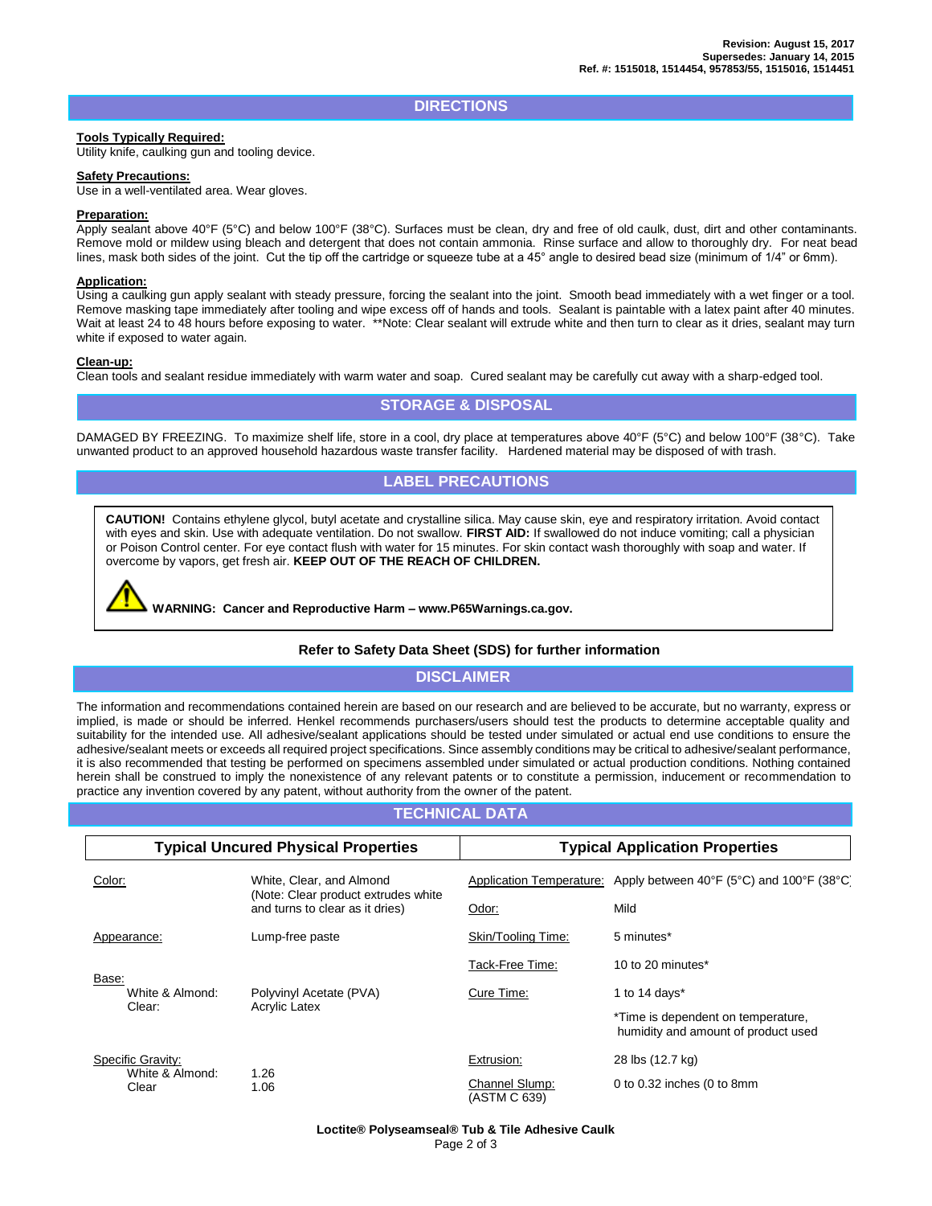Revision: August 15, 2017
Supersedes: January 14, 2015
Ref. #: 1515018, 1514454, 957853/55, 1515016, 1514451

## DIRECTIONS

**Tools Typically Required:**
Utility knife, caulking gun and tooling device.

**Safety Precautions:**
Use in a well-ventilated area. Wear gloves.

**Preparation:**
Apply sealant above 40°F (5°C) and below 100°F (38°C). Surfaces must be clean, dry and free of old caulk, dust, dirt and other contaminants. Remove mold or mildew using bleach and detergent that does not contain ammonia. Rinse surface and allow to thoroughly dry. For neat bead lines, mask both sides of the joint. Cut the tip off the cartridge or squeeze tube at a 45° angle to desired bead size (minimum of 1/4" or 6mm).

**Application:**
Using a caulking gun apply sealant with steady pressure, forcing the sealant into the joint. Smooth bead immediately with a wet finger or a tool. Remove masking tape immediately after tooling and wipe excess off of hands and tools. Sealant is paintable with a latex paint after 40 minutes. Wait at least 24 to 48 hours before exposing to water. **Note: Clear sealant will extrude white and then turn to clear as it dries, sealant may turn white if exposed to water again.

**Clean-up:**
Clean tools and sealant residue immediately with warm water and soap. Cured sealant may be carefully cut away with a sharp-edged tool.

## STORAGE & DISPOSAL

DAMAGED BY FREEZING. To maximize shelf life, store in a cool, dry place at temperatures above 40°F (5°C) and below 100°F (38°C). Take unwanted product to an approved household hazardous waste transfer facility. Hardened material may be disposed of with trash.

## LABEL PRECAUTIONS

**CAUTION!** Contains ethylene glycol, butyl acetate and crystalline silica. May cause skin, eye and respiratory irritation. Avoid contact with eyes and skin. Use with adequate ventilation. Do not swallow. **FIRST AID:** If swallowed do not induce vomiting; call a physician or Poison Control center. For eye contact flush with water for 15 minutes. For skin contact wash thoroughly with soap and water. If overcome by vapors, get fresh air. **KEEP OUT OF THE REACH OF CHILDREN.**

**WARNING: Cancer and Reproductive Harm – www.P65Warnings.ca.gov.**

**Refer to Safety Data Sheet (SDS) for further information**

## DISCLAIMER

The information and recommendations contained herein are based on our research and are believed to be accurate, but no warranty, express or implied, is made or should be inferred. Henkel recommends purchasers/users should test the products to determine acceptable quality and suitability for the intended use. All adhesive/sealant applications should be tested under simulated or actual end use conditions to ensure the adhesive/sealant meets or exceeds all required project specifications. Since assembly conditions may be critical to adhesive/sealant performance, it is also recommended that testing be performed on specimens assembled under simulated or actual production conditions. Nothing contained herein shall be construed to imply the nonexistence of any relevant patents or to constitute a permission, inducement or recommendation to practice any invention covered by any patent, without authority from the owner of the patent.

## TECHNICAL DATA

| Typical Uncured Physical Properties | | Typical Application Properties | |
|---|---|---|---|
| Color: | White, Clear, and Almond (Note: Clear product extrudes white and turns to clear as it dries) | Application Temperature: | Apply between 40°F (5°C) and 100°F (38°C) |
| | | Odor: | Mild |
| Appearance: | Lump-free paste | Skin/Tooling Time: | 5 minutes* |
| | | Tack-Free Time: | 10 to 20 minutes* |
| Base: White & Almond: | Polyvinyl Acetate (PVA) | Cure Time: | 1 to 14 days* |
| Clear: | Acrylic Latex | | *Time is dependent on temperature, humidity and amount of product used |
| Specific Gravity: White & Almond: | 1.26 | Extrusion: | 28 lbs (12.7 kg) |
| Clear | 1.06 | Channel Slump: (ASTM C 639) | 0 to 0.32 inches (0 to 8mm |

Loctite® Polyseamseal® Tub & Tile Adhesive Caulk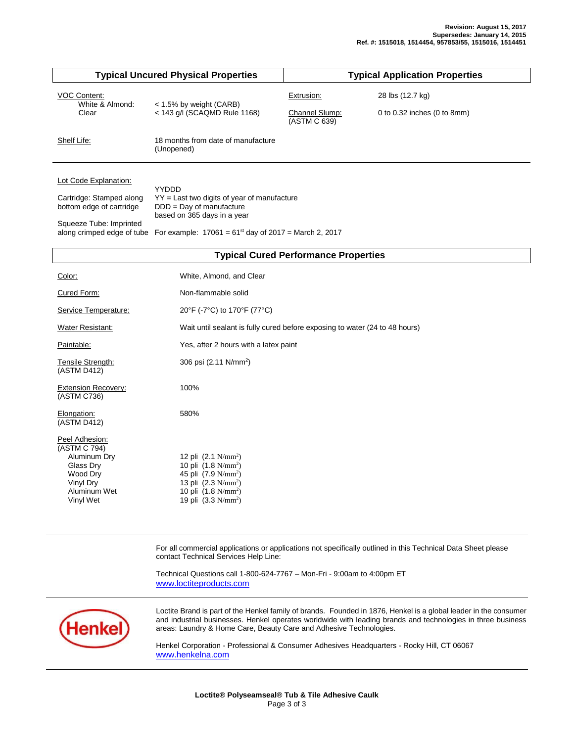Revision: August 15, 2017
Supersedes: January 14, 2015
Ref. #: 1515018, 1514454, 957853/55, 1515016, 1514451

| Typical Uncured Physical Properties | | Typical Application Properties | |
|---|---|---|---|
| VOC Content: White & Almond: Clear | < 1.5% by weight (CARB) < 143 g/l (SCAQMD Rule 1168) | Extrusion: | 28 lbs (12.7 kg) |
| | | Channel Slump: (ASTM C 639) | 0 to 0.32 inches (0 to 8mm) |
| Shelf Life: | 18 months from date of manufacture (Unopened) | | |

Lot Code Explanation:

| | |
|---|---|
| Cartridge: Stamped along bottom edge of cartridge | YYDDD<br>YY = Last two digits of year of manufacture<br>DDD = Day of manufacture based on 365 days in a year |
| Squeeze Tube: Imprinted along crimped edge of tube | For example: 17061 = 61st day of 2017 = March 2, 2017 |

## Typical Cured Performance Properties

| | |
|---|---|
| Color: | White, Almond, and Clear |
| Cured Form: | Non-flammable solid |
| Service Temperature: | 20°F (-7°C) to 170°F (77°C) |
| Water Resistant: | Wait until sealant is fully cured before exposing to water (24 to 48 hours) |
| Paintable: | Yes, after 2 hours with a latex paint |
| Tensile Strength: (ASTM D412) | 306 psi (2.11 N/mm$^2$) |
| Extension Recovery: (ASTM C736) | 100% |
| Elongation: (ASTM D412) | 580% |
| Peel Adhesion: (ASTM C 794) | |
| Aluminum Dry | 12 pli (2.1 N/mm$^2$) |
| Glass Dry | 10 pli (1.8 N/mm$^2$) |
| Wood Dry | 45 pli (7.9 N/mm$^2$) |
| Vinyl Dry | 13 pli (2.3 N/mm$^2$) |
| Aluminum Wet | 10 pli (1.8 N/mm$^2$) |
| Vinyl Wet | 19 pli (3.3 N/mm$^2$) |

For all commercial applications or applications not specifically outlined in this Technical Data Sheet please contact Technical Services Help Line:

Technical Questions call 1-800-624-7767 – Mon-Fri - 9:00am to 4:00pm ET
www.loctiteproducts.com

Henkel

Loctite Brand is part of the Henkel family of brands. Founded in 1876, Henkel is a global leader in the consumer and industrial businesses. Henkel operates worldwide with leading brands and technologies in three business areas: Laundry & Home Care, Beauty Care and Adhesive Technologies.

Henkel Corporation - Professional & Consumer Adhesives Headquarters - Rocky Hill, CT 06067
www.henkelna.com

**Loctite® Polyseamseal® Tub & Tile Adhesive Caulk**